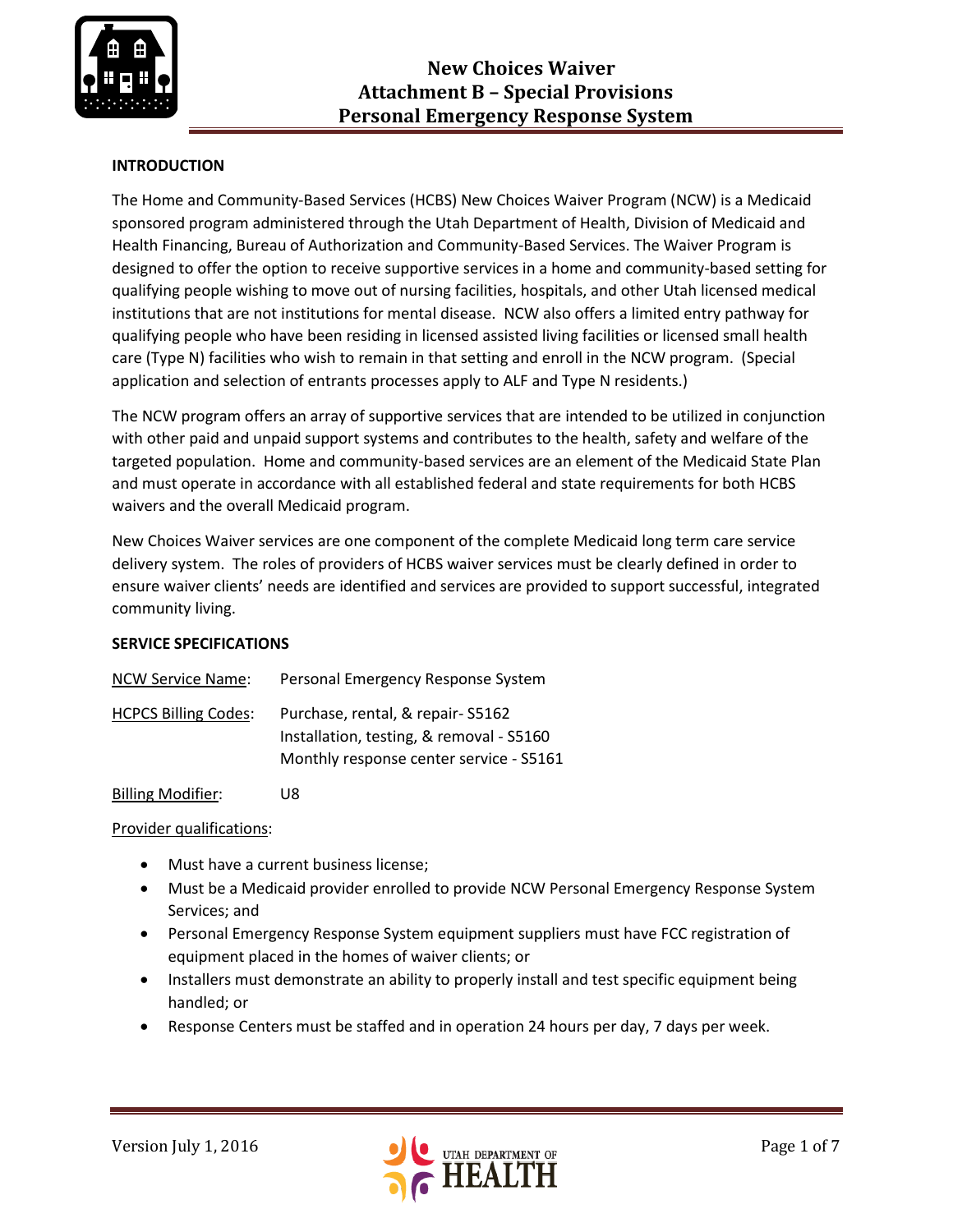# New Choices Waiver
# Attachment B – Special Provisions
# Personal Emergency Response System

**INTRODUCTION**

The Home and Community-Based Services (HCBS) New Choices Waiver Program (NCW) is a Medicaid sponsored program administered through the Utah Department of Health, Division of Medicaid and Health Financing, Bureau of Authorization and Community-Based Services. The Waiver Program is designed to offer the option to receive supportive services in a home and community-based setting for qualifying people wishing to move out of nursing facilities, hospitals, and other Utah licensed medical institutions that are not institutions for mental disease. NCW also offers a limited entry pathway for qualifying people who have been residing in licensed assisted living facilities or licensed small health care (Type N) facilities who wish to remain in that setting and enroll in the NCW program. (Special application and selection of entrants processes apply to ALF and Type N residents.)

The NCW program offers an array of supportive services that are intended to be utilized in conjunction with other paid and unpaid support systems and contributes to the health, safety and welfare of the targeted population. Home and community-based services are an element of the Medicaid State Plan and must operate in accordance with all established federal and state requirements for both HCBS waivers and the overall Medicaid program.

New Choices Waiver services are one component of the complete Medicaid long term care service delivery system. The roles of providers of HCBS waiver services must be clearly defined in order to ensure waiver clients' needs are identified and services are provided to support successful, integrated community living.

**SERVICE SPECIFICATIONS**

NCW Service Name: Personal Emergency Response System

HCPCS Billing Codes: Purchase, rental, & repair- S5162
Installation, testing, & removal - S5160
Monthly response center service - S5161

Billing Modifier: U8

Provider qualifications:

- Must have a current business license;
- Must be a Medicaid provider enrolled to provide NCW Personal Emergency Response System Services; and
- Personal Emergency Response System equipment suppliers must have FCC registration of equipment placed in the homes of waiver clients; or
- Installers must demonstrate an ability to properly install and test specific equipment being handled; or
- Response Centers must be staffed and in operation 24 hours per day, 7 days per week.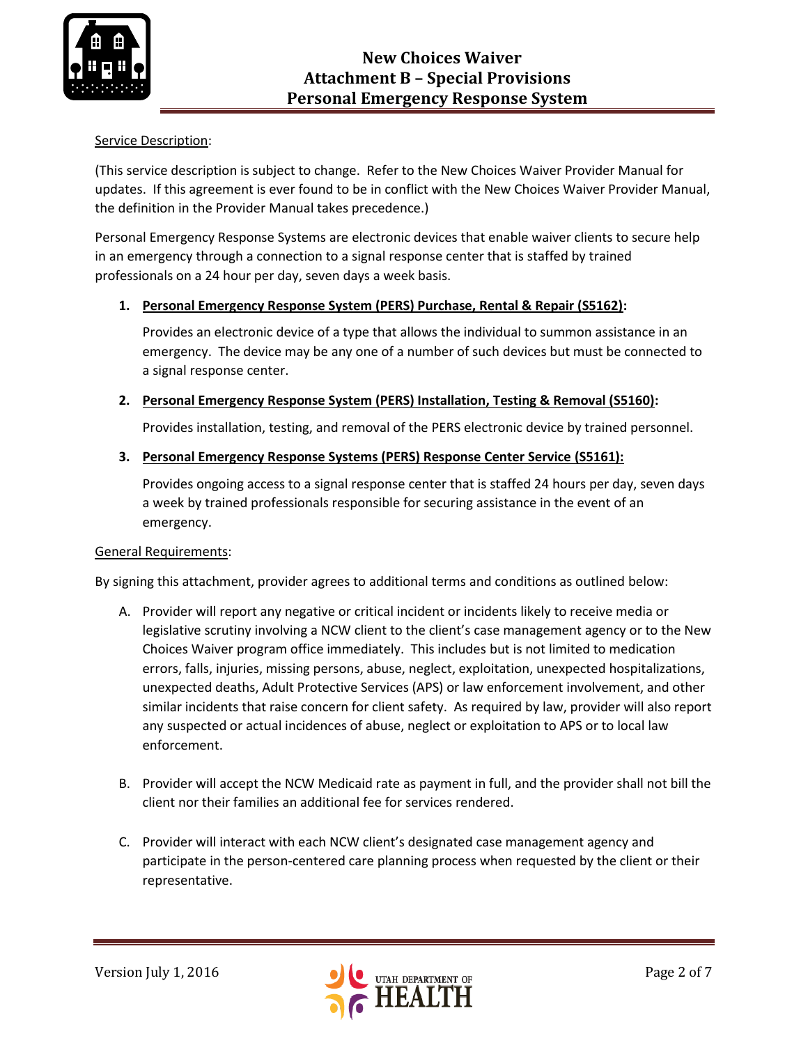Service Description:

(This service description is subject to change. Refer to the New Choices Waiver Provider Manual for updates. If this agreement is ever found to be in conflict with the New Choices Waiver Provider Manual, the definition in the Provider Manual takes precedence.)

Personal Emergency Response Systems are electronic devices that enable waiver clients to secure help in an emergency through a connection to a signal response center that is staffed by trained professionals on a 24 hour per day, seven days a week basis.

1. **Personal Emergency Response System (PERS) Purchase, Rental & Repair (S5162):**

   Provides an electronic device of a type that allows the individual to summon assistance in an emergency. The device may be any one of a number of such devices but must be connected to a signal response center.

2. **Personal Emergency Response System (PERS) Installation, Testing & Removal (S5160):**

   Provides installation, testing, and removal of the PERS electronic device by trained personnel.

3. **Personal Emergency Response Systems (PERS) Response Center Service (S5161):**

   Provides ongoing access to a signal response center that is staffed 24 hours per day, seven days a week by trained professionals responsible for securing assistance in the event of an emergency.

General Requirements:

By signing this attachment, provider agrees to additional terms and conditions as outlined below:

A. Provider will report any negative or critical incident or incidents likely to receive media or legislative scrutiny involving a NCW client to the client's case management agency or to the New Choices Waiver program office immediately. This includes but is not limited to medication errors, falls, injuries, missing persons, abuse, neglect, exploitation, unexpected hospitalizations, unexpected deaths, Adult Protective Services (APS) or law enforcement involvement, and other similar incidents that raise concern for client safety. As required by law, provider will also report any suspected or actual incidences of abuse, neglect or exploitation to APS or to local law enforcement.

B. Provider will accept the NCW Medicaid rate as payment in full, and the provider shall not bill the client nor their families an additional fee for services rendered.

C. Provider will interact with each NCW client's designated case management agency and participate in the person-centered care planning process when requested by the client or their representative.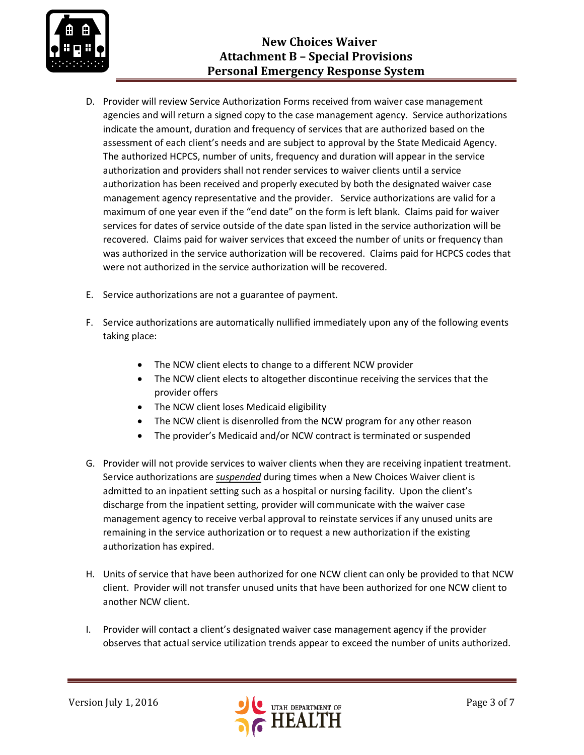D. Provider will review Service Authorization Forms received from waiver case management agencies and will return a signed copy to the case management agency. Service authorizations indicate the amount, duration and frequency of services that are authorized based on the assessment of each client's needs and are subject to approval by the State Medicaid Agency. The authorized HCPCS, number of units, frequency and duration will appear in the service authorization and providers shall not render services to waiver clients until a service authorization has been received and properly executed by both the designated waiver case management agency representative and the provider. Service authorizations are valid for a maximum of one year even if the "end date" on the form is left blank. Claims paid for waiver services for dates of service outside of the date span listed in the service authorization will be recovered. Claims paid for waiver services that exceed the number of units or frequency than was authorized in the service authorization will be recovered. Claims paid for HCPCS codes that were not authorized in the service authorization will be recovered.

E. Service authorizations are not a guarantee of payment.

F. Service authorizations are automatically nullified immediately upon any of the following events taking place:

- The NCW client elects to change to a different NCW provider
- The NCW client elects to altogether discontinue receiving the services that the provider offers
- The NCW client loses Medicaid eligibility
- The NCW client is disenrolled from the NCW program for any other reason
- The provider's Medicaid and/or NCW contract is terminated or suspended

G. Provider will not provide services to waiver clients when they are receiving inpatient treatment. Service authorizations are ***suspended*** during times when a New Choices Waiver client is admitted to an inpatient setting such as a hospital or nursing facility. Upon the client's discharge from the inpatient setting, provider will communicate with the waiver case management agency to receive verbal approval to reinstate services if any unused units are remaining in the service authorization or to request a new authorization if the existing authorization has expired.

H. Units of service that have been authorized for one NCW client can only be provided to that NCW client. Provider will not transfer unused units that have been authorized for one NCW client to another NCW client.

I. Provider will contact a client's designated waiver case management agency if the provider observes that actual service utilization trends appear to exceed the number of units authorized.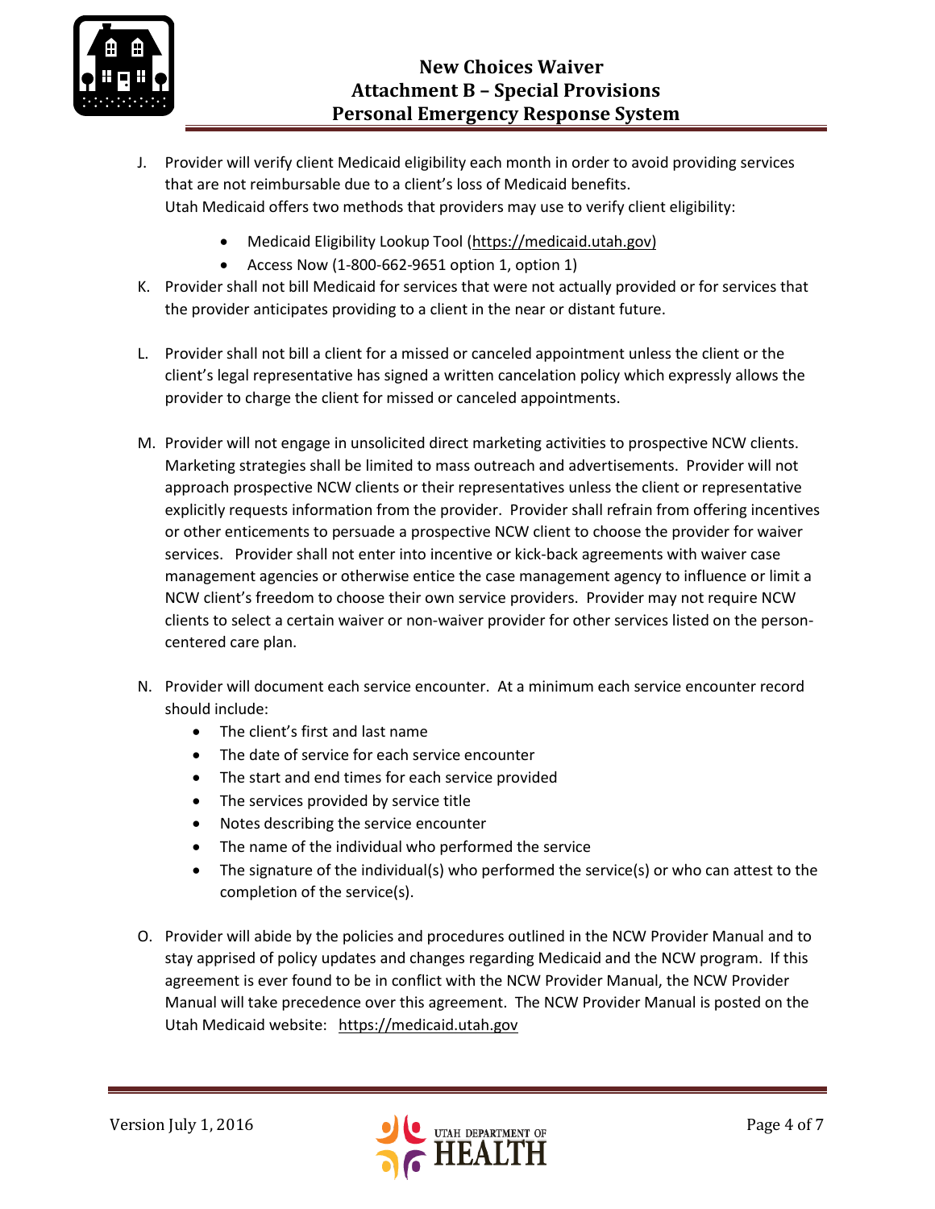J. Provider will verify client Medicaid eligibility each month in order to avoid providing services that are not reimbursable due to a client's loss of Medicaid benefits.
   Utah Medicaid offers two methods that providers may use to verify client eligibility:

   - Medicaid Eligibility Lookup Tool (https://medicaid.utah.gov)
   - Access Now (1-800-662-9651 option 1, option 1)

K. Provider shall not bill Medicaid for services that were not actually provided or for services that the provider anticipates providing to a client in the near or distant future.

L. Provider shall not bill a client for a missed or canceled appointment unless the client or the client's legal representative has signed a written cancelation policy which expressly allows the provider to charge the client for missed or canceled appointments.

M. Provider will not engage in unsolicited direct marketing activities to prospective NCW clients. Marketing strategies shall be limited to mass outreach and advertisements. Provider will not approach prospective NCW clients or their representatives unless the client or representative explicitly requests information from the provider. Provider shall refrain from offering incentives or other enticements to persuade a prospective NCW client to choose the provider for waiver services. Provider shall not enter into incentive or kick-back agreements with waiver case management agencies or otherwise entice the case management agency to influence or limit a NCW client's freedom to choose their own service providers. Provider may not require NCW clients to select a certain waiver or non-waiver provider for other services listed on the person-centered care plan.

N. Provider will document each service encounter. At a minimum each service encounter record should include:
   - The client's first and last name
   - The date of service for each service encounter
   - The start and end times for each service provided
   - The services provided by service title
   - Notes describing the service encounter
   - The name of the individual who performed the service
   - The signature of the individual(s) who performed the service(s) or who can attest to the completion of the service(s).

O. Provider will abide by the policies and procedures outlined in the NCW Provider Manual and to stay apprised of policy updates and changes regarding Medicaid and the NCW program. If this agreement is ever found to be in conflict with the NCW Provider Manual, the NCW Provider Manual will take precedence over this agreement. The NCW Provider Manual is posted on the Utah Medicaid website: https://medicaid.utah.gov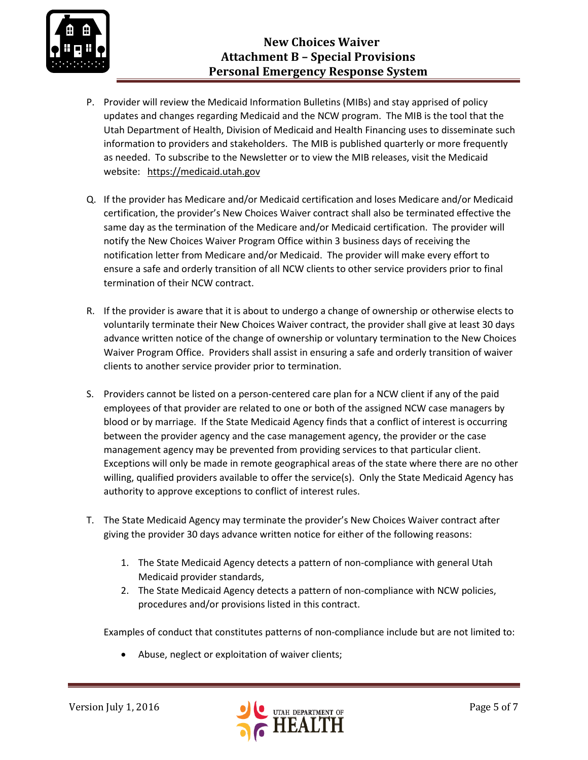P. Provider will review the Medicaid Information Bulletins (MIBs) and stay apprised of policy updates and changes regarding Medicaid and the NCW program. The MIB is the tool that the Utah Department of Health, Division of Medicaid and Health Financing uses to disseminate such information to providers and stakeholders. The MIB is published quarterly or more frequently as needed. To subscribe to the Newsletter or to view the MIB releases, visit the Medicaid website: https://medicaid.utah.gov

Q. If the provider has Medicare and/or Medicaid certification and loses Medicare and/or Medicaid certification, the provider's New Choices Waiver contract shall also be terminated effective the same day as the termination of the Medicare and/or Medicaid certification. The provider will notify the New Choices Waiver Program Office within 3 business days of receiving the notification letter from Medicare and/or Medicaid. The provider will make every effort to ensure a safe and orderly transition of all NCW clients to other service providers prior to final termination of their NCW contract.

R. If the provider is aware that it is about to undergo a change of ownership or otherwise elects to voluntarily terminate their New Choices Waiver contract, the provider shall give at least 30 days advance written notice of the change of ownership or voluntary termination to the New Choices Waiver Program Office. Providers shall assist in ensuring a safe and orderly transition of waiver clients to another service provider prior to termination.

S. Providers cannot be listed on a person-centered care plan for a NCW client if any of the paid employees of that provider are related to one or both of the assigned NCW case managers by blood or by marriage. If the State Medicaid Agency finds that a conflict of interest is occurring between the provider agency and the case management agency, the provider or the case management agency may be prevented from providing services to that particular client. Exceptions will only be made in remote geographical areas of the state where there are no other willing, qualified providers available to offer the service(s). Only the State Medicaid Agency has authority to approve exceptions to conflict of interest rules.

T. The State Medicaid Agency may terminate the provider's New Choices Waiver contract after giving the provider 30 days advance written notice for either of the following reasons:

   1. The State Medicaid Agency detects a pattern of non-compliance with general Utah Medicaid provider standards,
   2. The State Medicaid Agency detects a pattern of non-compliance with NCW policies, procedures and/or provisions listed in this contract.

   Examples of conduct that constitutes patterns of non-compliance include but are not limited to:

   - Abuse, neglect or exploitation of waiver clients;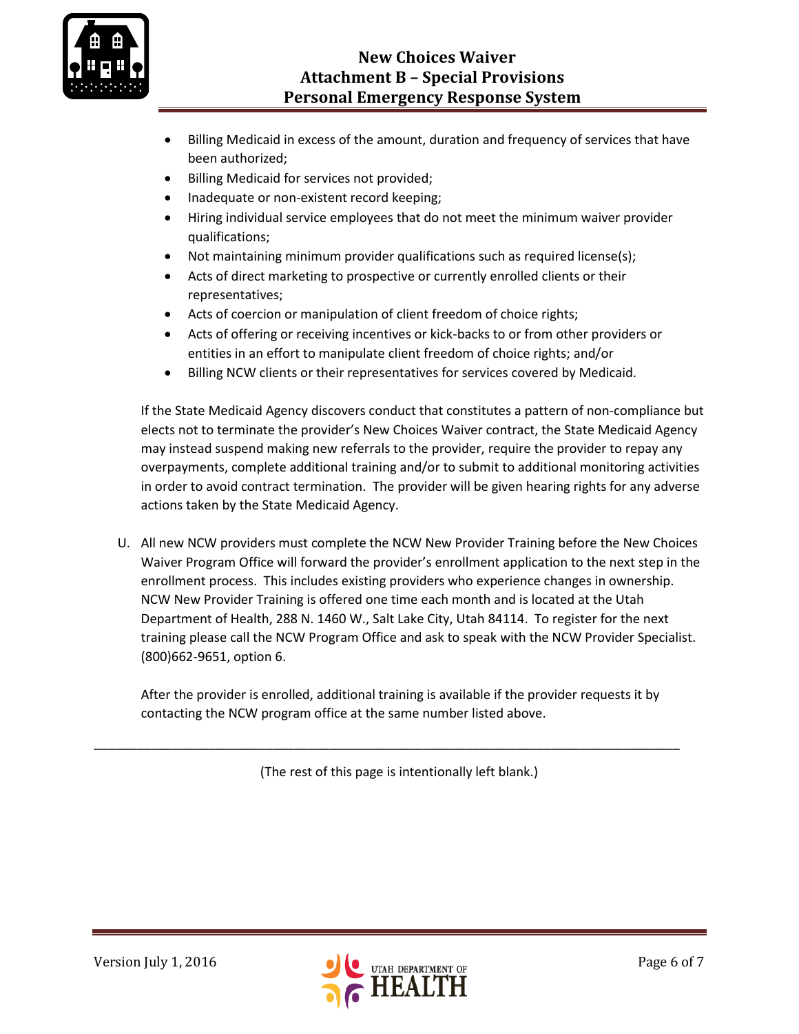- Billing Medicaid in excess of the amount, duration and frequency of services that have been authorized;
- Billing Medicaid for services not provided;
- Inadequate or non-existent record keeping;
- Hiring individual service employees that do not meet the minimum waiver provider qualifications;
- Not maintaining minimum provider qualifications such as required license(s);
- Acts of direct marketing to prospective or currently enrolled clients or their representatives;
- Acts of coercion or manipulation of client freedom of choice rights;
- Acts of offering or receiving incentives or kick-backs to or from other providers or entities in an effort to manipulate client freedom of choice rights; and/or
- Billing NCW clients or their representatives for services covered by Medicaid.

If the State Medicaid Agency discovers conduct that constitutes a pattern of non-compliance but elects not to terminate the provider's New Choices Waiver contract, the State Medicaid Agency may instead suspend making new referrals to the provider, require the provider to repay any overpayments, complete additional training and/or to submit to additional monitoring activities in order to avoid contract termination. The provider will be given hearing rights for any adverse actions taken by the State Medicaid Agency.

U. All new NCW providers must complete the NCW New Provider Training before the New Choices Waiver Program Office will forward the provider's enrollment application to the next step in the enrollment process. This includes existing providers who experience changes in ownership. NCW New Provider Training is offered one time each month and is located at the Utah Department of Health, 288 N. 1460 W., Salt Lake City, Utah 84114. To register for the next training please call the NCW Program Office and ask to speak with the NCW Provider Specialist. (800)662-9651, option 6.

After the provider is enrolled, additional training is available if the provider requests it by contacting the NCW program office at the same number listed above.

---

(The rest of this page is intentionally left blank.)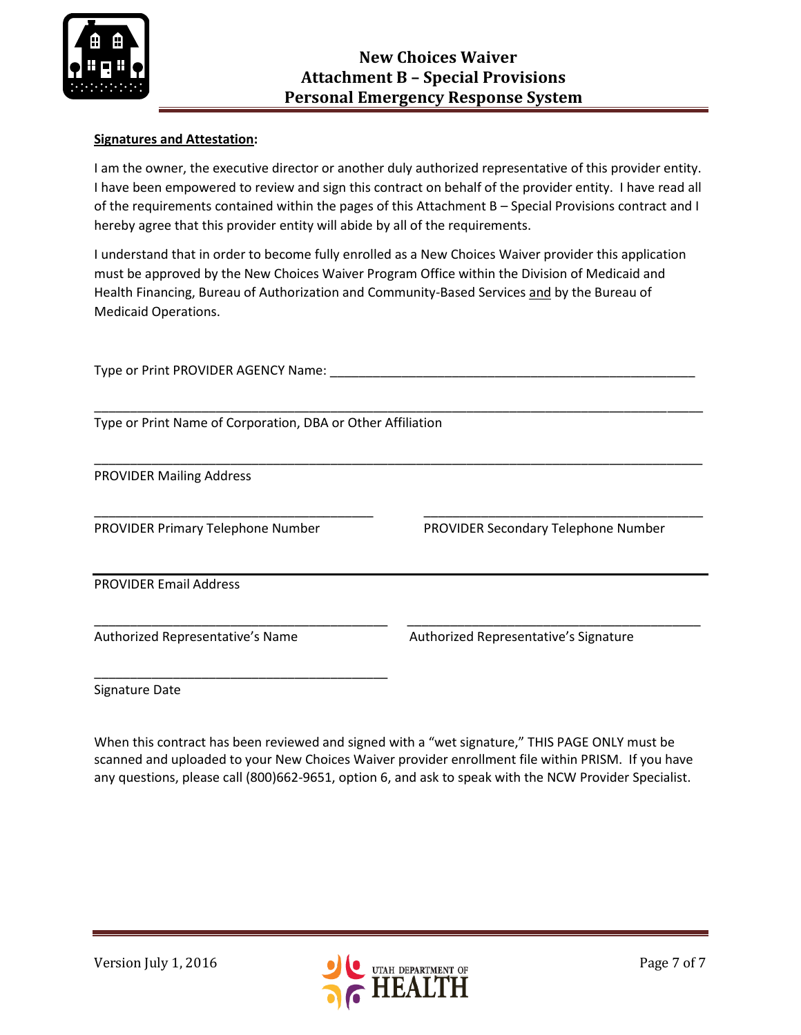**Signatures and Attestation:**

I am the owner, the executive director or another duly authorized representative of this provider entity. I have been empowered to review and sign this contract on behalf of the provider entity. I have read all of the requirements contained within the pages of this Attachment B – Special Provisions contract and I hereby agree that this provider entity will abide by all of the requirements.

I understand that in order to become fully enrolled as a New Choices Waiver provider this application must be approved by the New Choices Waiver Program Office within the Division of Medicaid and Health Financing, Bureau of Authorization and Community-Based Services and by the Bureau of Medicaid Operations.

Type or Print PROVIDER AGENCY Name: ______________________________________________________

_____________________________________________________________________________________

Type or Print Name of Corporation, DBA or Other Affiliation

_____________________________________________________________________________________

PROVIDER Mailing Address

__________________________________________ __________________________________________

PROVIDER Primary Telephone Number PROVIDER Secondary Telephone Number

_____________________________________________________________________________________

PROVIDER Email Address

____________________________________________ ____________________________________________

Authorized Representative's Name Authorized Representative's Signature

____________________________________________

Signature Date

When this contract has been reviewed and signed with a "wet signature," THIS PAGE ONLY must be scanned and uploaded to your New Choices Waiver provider enrollment file within PRISM. If you have any questions, please call (800)662-9651, option 6, and ask to speak with the NCW Provider Specialist.